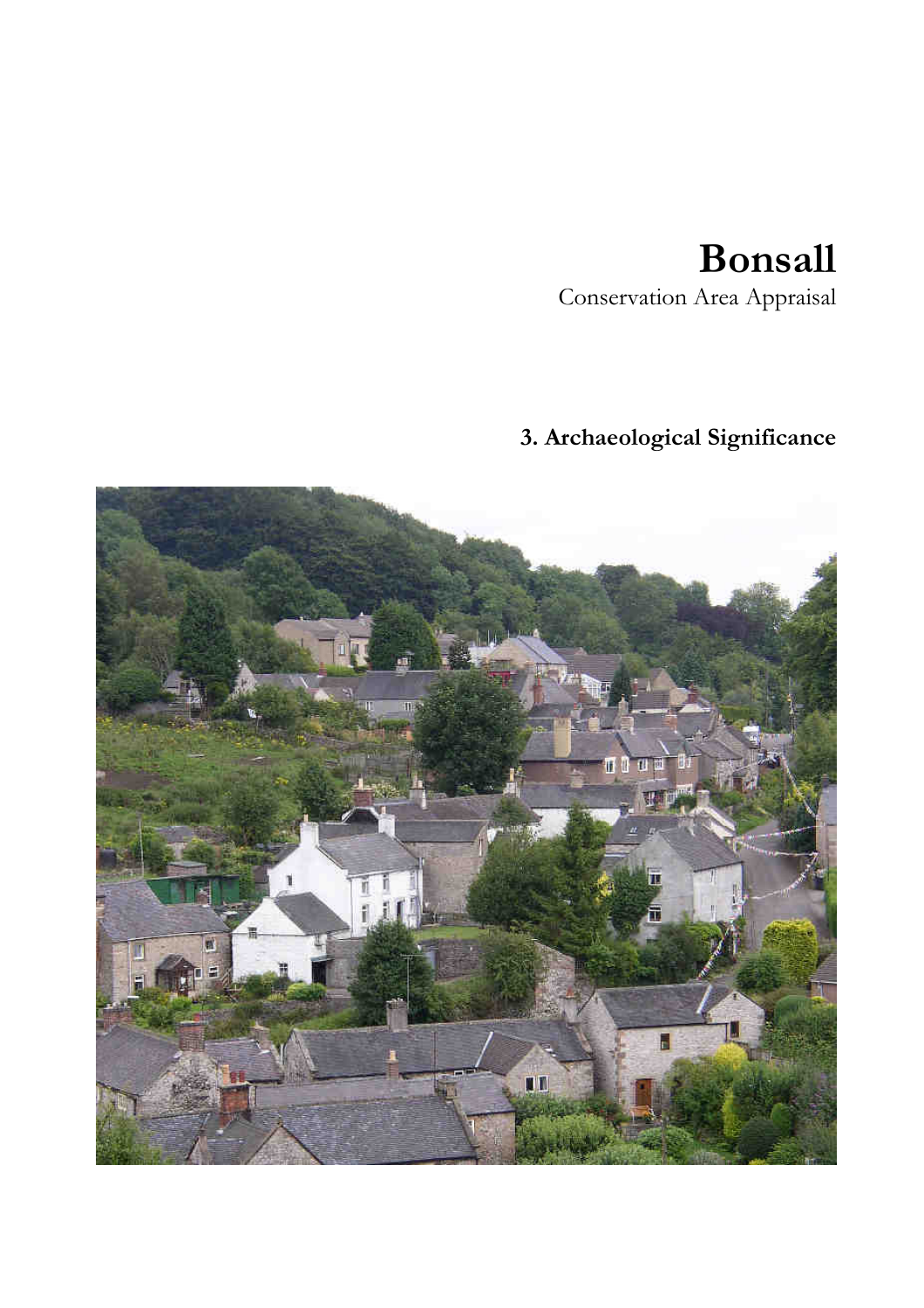# Bonsall

Conservation Area Appraisal

## 3. Archaeological Significance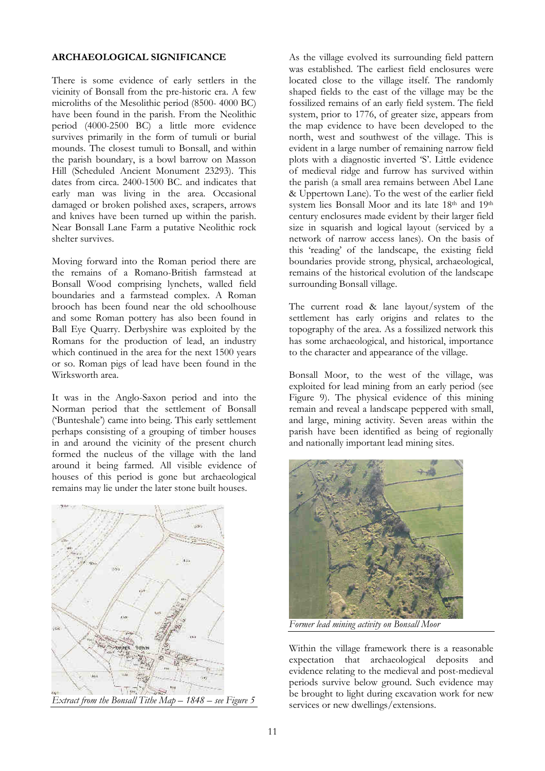## ARCHAEOLOGICAL SIGNIFICANCE

There is some evidence of early settlers in the vicinity of Bonsall from the pre-historic era. A few microliths of the Mesolithic period (8500- 4000 BC) have been found in the parish. From the Neolithic period (4000-2500 BC) a little more evidence survives primarily in the form of tumuli or burial mounds. The closest tumuli to Bonsall, and within the parish boundary, is a bowl barrow on Masson Hill (Scheduled Ancient Monument 23293). This dates from circa. 2400-1500 BC. and indicates that early man was living in the area. Occasional damaged or broken polished axes, scrapers, arrows and knives have been turned up within the parish. Near Bonsall Lane Farm a putative Neolithic rock shelter survives.

Moving forward into the Roman period there are the remains of a Romano-British farmstead at Bonsall Wood comprising lynchets, walled field boundaries and a farmstead complex. A Roman brooch has been found near the old schoolhouse and some Roman pottery has also been found in Ball Eye Quarry. Derbyshire was exploited by the Romans for the production of lead, an industry which continued in the area for the next 1500 years or so. Roman pigs of lead have been found in the Wirksworth area.

It was in the Anglo-Saxon period and into the Norman period that the settlement of Bonsall ('Bunteshale') came into being. This early settlement perhaps consisting of a grouping of timber houses in and around the vicinity of the present church formed the nucleus of the village with the land around it being farmed. All visible evidence of houses of this period is gone but archaeological remains may lie under the later stone built houses.

*Extract from the Bonsall Tithe Map – 1848 – see Figure 5*

As the village evolved its surrounding field pattern was established. The earliest field enclosures were located close to the village itself. The randomly shaped fields to the east of the village may be the fossilized remains of an early field system. The field system, prior to 1776, of greater size, appears from the map evidence to have been developed to the north, west and southwest of the village. This is evident in a large number of remaining narrow field plots with a diagnostic inverted 'S'. Little evidence of medieval ridge and furrow has survived within the parish (a small area remains between Abel Lane & Uppertown Lane). To the west of the earlier field system lies Bonsall Moor and its late 18th and 19th century enclosures made evident by their larger field size in squarish and logical layout (serviced by a network of narrow access lanes). On the basis of this 'reading' of the landscape, the existing field boundaries provide strong, physical, archaeological, remains of the historical evolution of the landscape surrounding Bonsall village.

The current road & lane layout/system of the settlement has early origins and relates to the topography of the area. As a fossilized network this has some archaeological, and historical, importance to the character and appearance of the village.

Bonsall Moor, to the west of the village, was exploited for lead mining from an early period (see Figure 9). The physical evidence of this mining remain and reveal a landscape peppered with small, and large, mining activity. Seven areas within the parish have been identified as being of regionally and nationally important lead mining sites.

*Former lead mining activity on Bonsall Moor*

Within the village framework there is a reasonable expectation that archaeological deposits and evidence relating to the medieval and post-medieval periods survive below ground. Such evidence may be brought to light during excavation work for new services or new dwellings/extensions.